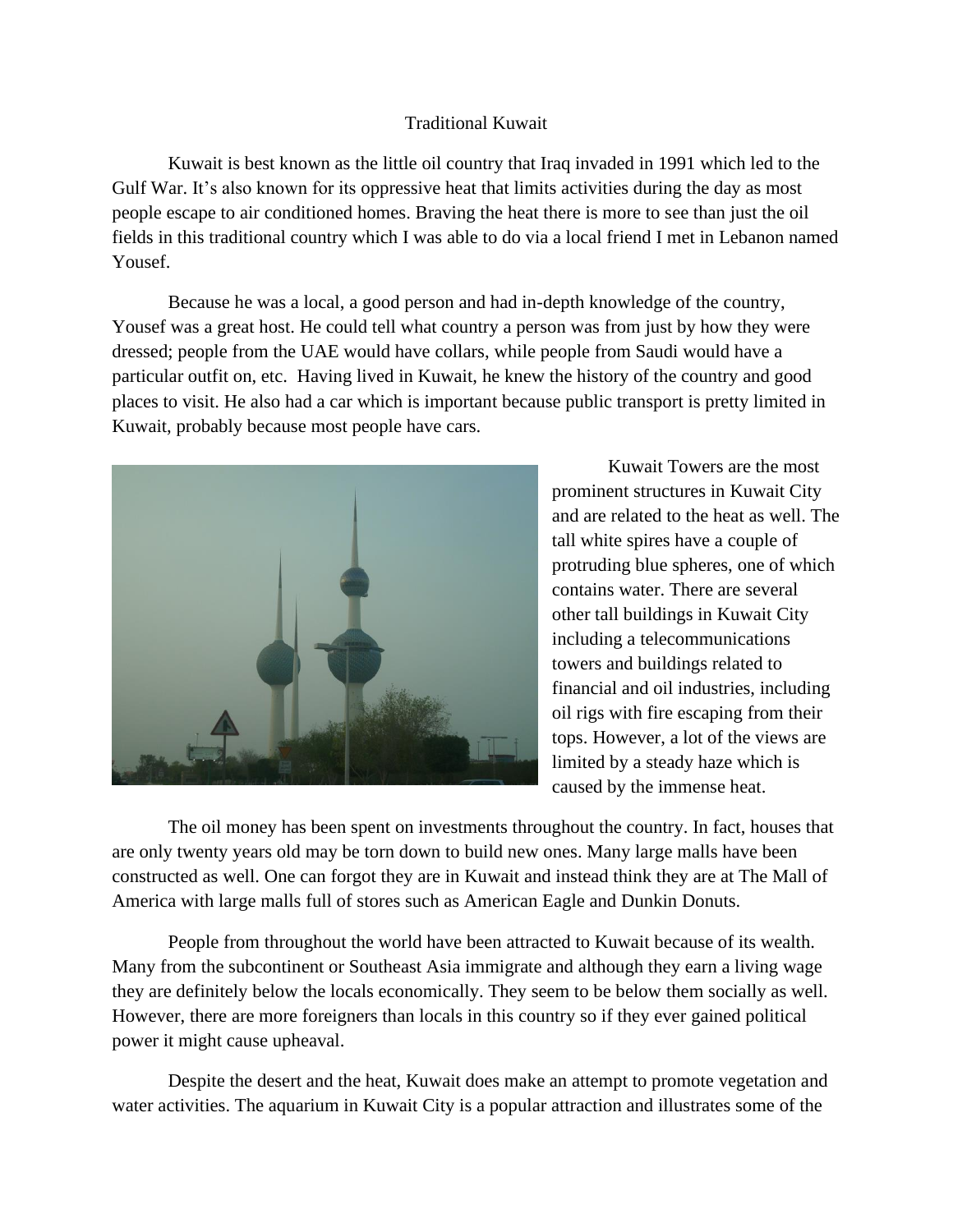# Traditional Kuwait

Kuwait is best known as the little oil country that Iraq invaded in 1991 which led to the Gulf War. It's also known for its oppressive heat that limits activities during the day as most people escape to air conditioned homes. Braving the heat there is more to see than just the oil fields in this traditional country which I was able to do via a local friend I met in Lebanon named Yousef.

Because he was a local, a good person and had in-depth knowledge of the country, Yousef was a great host. He could tell what country a person was from just by how they were dressed; people from the UAE would have collars, while people from Saudi would have a particular outfit on, etc. Having lived in Kuwait, he knew the history of the country and good places to visit. He also had a car which is important because public transport is pretty limited in Kuwait, probably because most people have cars.

Kuwait Towers are the most prominent structures in Kuwait City and are related to the heat as well. The tall white spires have a couple of protruding blue spheres, one of which contains water. There are several other tall buildings in Kuwait City including a telecommunications towers and buildings related to financial and oil industries, including oil rigs with fire escaping from their tops. However, a lot of the views are limited by a steady haze which is caused by the immense heat.

The oil money has been spent on investments throughout the country. In fact, houses that are only twenty years old may be torn down to build new ones. Many large malls have been constructed as well. One can forgot they are in Kuwait and instead think they are at The Mall of America with large malls full of stores such as American Eagle and Dunkin Donuts.

People from throughout the world have been attracted to Kuwait because of its wealth. Many from the subcontinent or Southeast Asia immigrate and although they earn a living wage they are definitely below the locals economically. They seem to be below them socially as well. However, there are more foreigners than locals in this country so if they ever gained political power it might cause upheaval.

Despite the desert and the heat, Kuwait does make an attempt to promote vegetation and water activities. The aquarium in Kuwait City is a popular attraction and illustrates some of the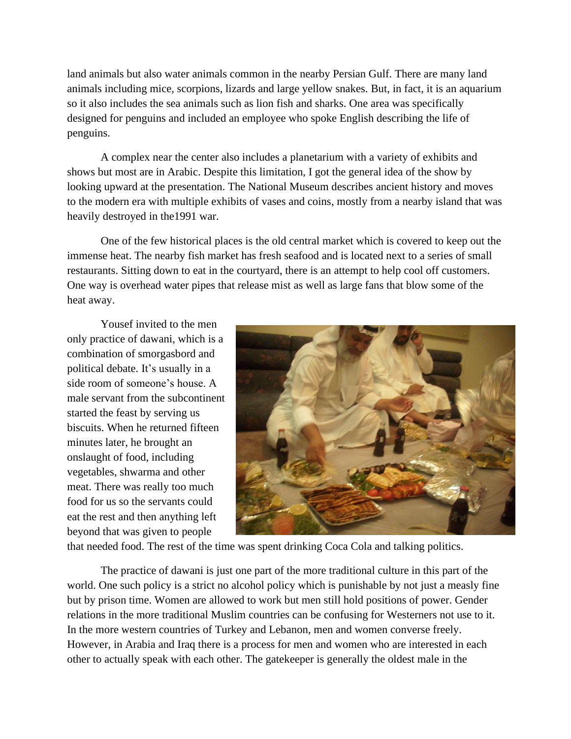land animals but also water animals common in the nearby Persian Gulf. There are many land animals including mice, scorpions, lizards and large yellow snakes. But, in fact, it is an aquarium so it also includes the sea animals such as lion fish and sharks. One area was specifically designed for penguins and included an employee who spoke English describing the life of penguins.

A complex near the center also includes a planetarium with a variety of exhibits and shows but most are in Arabic. Despite this limitation, I got the general idea of the show by looking upward at the presentation. The National Museum describes ancient history and moves to the modern era with multiple exhibits of vases and coins, mostly from a nearby island that was heavily destroyed in the1991 war.

One of the few historical places is the old central market which is covered to keep out the immense heat. The nearby fish market has fresh seafood and is located next to a series of small restaurants. Sitting down to eat in the courtyard, there is an attempt to help cool off customers. One way is overhead water pipes that release mist as well as large fans that blow some of the heat away.

Yousef invited to the men only practice of dawani, which is a combination of smorgasbord and political debate. It's usually in a side room of someone's house. A male servant from the subcontinent started the feast by serving us biscuits. When he returned fifteen minutes later, he brought an onslaught of food, including vegetables, shwarma and other meat. There was really too much food for us so the servants could eat the rest and then anything left beyond that was given to people that needed food. The rest of the time was spent drinking Coca Cola and talking politics.

The practice of dawani is just one part of the more traditional culture in this part of the world. One such policy is a strict no alcohol policy which is punishable by not just a measly fine but by prison time. Women are allowed to work but men still hold positions of power. Gender relations in the more traditional Muslim countries can be confusing for Westerners not use to it. In the more western countries of Turkey and Lebanon, men and women converse freely. However, in Arabia and Iraq there is a process for men and women who are interested in each other to actually speak with each other. The gatekeeper is generally the oldest male in the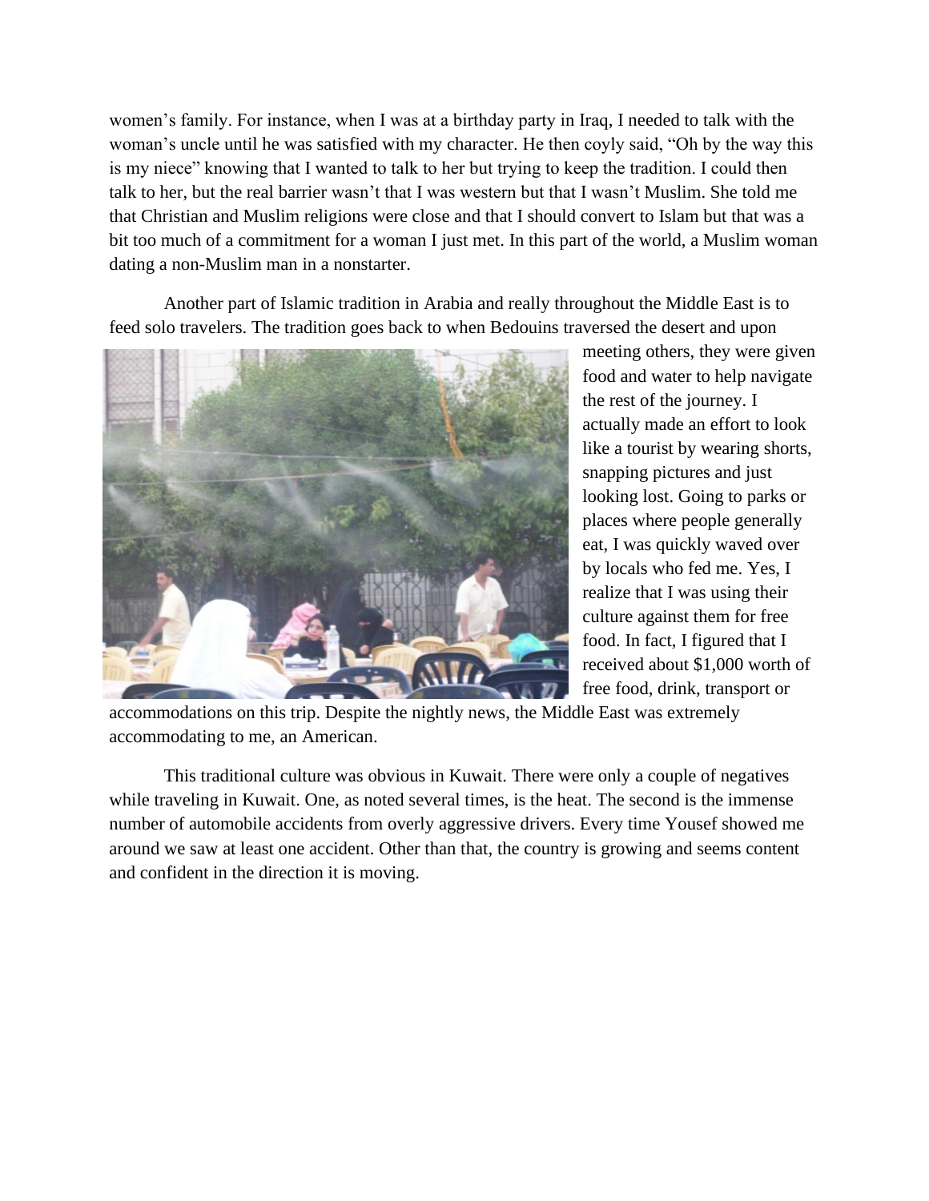women's family. For instance, when I was at a birthday party in Iraq, I needed to talk with the woman's uncle until he was satisfied with my character. He then coyly said, "Oh by the way this is my niece" knowing that I wanted to talk to her but trying to keep the tradition. I could then talk to her, but the real barrier wasn't that I was western but that I wasn't Muslim. She told me that Christian and Muslim religions were close and that I should convert to Islam but that was a bit too much of a commitment for a woman I just met. In this part of the world, a Muslim woman dating a non-Muslim man in a nonstarter.

Another part of Islamic tradition in Arabia and really throughout the Middle East is to feed solo travelers. The tradition goes back to when Bedouins traversed the desert and upon meeting others, they were given food and water to help navigate the rest of the journey. I actually made an effort to look like a tourist by wearing shorts, snapping pictures and just looking lost. Going to parks or places where people generally eat, I was quickly waved over by locals who fed me. Yes, I realize that I was using their culture against them for free food. In fact, I figured that I received about $1,000 worth of free food, drink, transport or accommodations on this trip. Despite the nightly news, the Middle East was extremely accommodating to me, an American.

This traditional culture was obvious in Kuwait. There were only a couple of negatives while traveling in Kuwait. One, as noted several times, is the heat. The second is the immense number of automobile accidents from overly aggressive drivers. Every time Yousef showed me around we saw at least one accident. Other than that, the country is growing and seems content and confident in the direction it is moving.